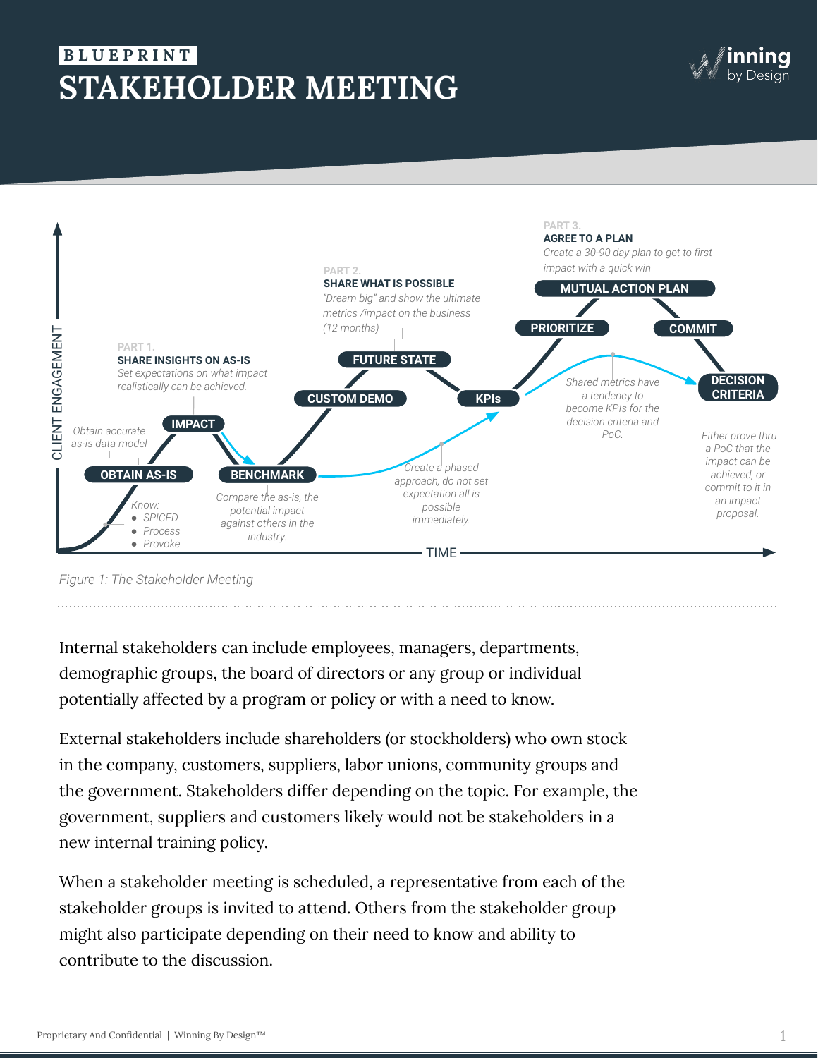BLUEPRINT

# STAKEHOLDER MEETING

**PART 1.**
**SHARE INSIGHTS ON AS-IS**
*Set expectations on what impact realistically can be achieved.*

**PART 2.**
**SHARE WHAT IS POSSIBLE**
*"Dream big" and show the ultimate metrics /impact on the business (12 months)*

**PART 3.**
**AGREE TO A PLAN**
*Create a 30-90 day plan to get to first impact with a quick win*

**OBTAIN AS-IS** — *Know: SPICED, Process, Provoke*

*Obtain accurate as-is data model*

**IMPACT**

**BENCHMARK** — *Compare the as-is, the potential impact against others in the industry.*

**CUSTOM DEMO**

**FUTURE STATE**

*Create a phased approach, do not set expectation all is possible immediately.*

**KPIs**

*Shared metrics have a tendency to become KPIs for the decision criteria and PoC.*

**PRIORITIZE**

**MUTUAL ACTION PLAN**

**COMMIT**

**DECISION CRITERIA** — *Either prove thru a PoC that the impact can be achieved, or commit to it in an impact proposal.*

CLIENT ENGAGEMENT / TIME

*Figure 1: The Stakeholder Meeting*

Internal stakeholders can include employees, managers, departments, demographic groups, the board of directors or any group or individual potentially affected by a program or policy or with a need to know.

External stakeholders include shareholders (or stockholders) who own stock in the company, customers, suppliers, labor unions, community groups and the government. Stakeholders differ depending on the topic. For example, the government, suppliers and customers likely would not be stakeholders in a new internal training policy.

When a stakeholder meeting is scheduled, a representative from each of the stakeholder groups is invited to attend. Others from the stakeholder group might also participate depending on their need to know and ability to contribute to the discussion.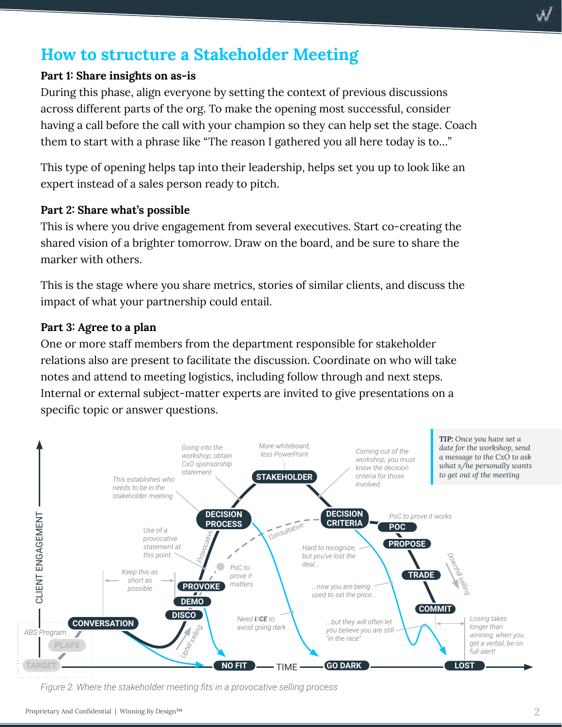# How to structure a Stakeholder Meeting

**Part 1: Share insights on as-is**

During this phase, align everyone by setting the context of previous discussions across different parts of the org. To make the opening most successful, consider having a call before the call with your champion so they can help set the stage. Coach them to start with a phrase like "The reason I gathered you all here today is to…"

This type of opening helps tap into their leadership, helps set you up to look like an expert instead of a sales person ready to pitch.

**Part 2: Share what's possible**

This is where you drive engagement from several executives. Start co-creating the shared vision of a brighter tomorrow. Draw on the board, and be sure to share the marker with others.

This is the stage where you share metrics, stories of similar clients, and discuss the impact of what your partnership could entail.

**Part 3: Agree to a plan**

One or more staff members from the department responsible for stakeholder relations also are present to facilitate the discussion. Coordinate on who will take notes and attend to meeting logistics, including follow through and next steps. Internal or external subject-matter experts are invited to give presentations on a specific topic or answer questions.

**TIP:** *Once you have set a date for the workshop, send a message to the CxO to ask what s/he personally wants to get out of the meeting*

*Figure 2: Where the stakeholder meeting fits in a provocative selling process*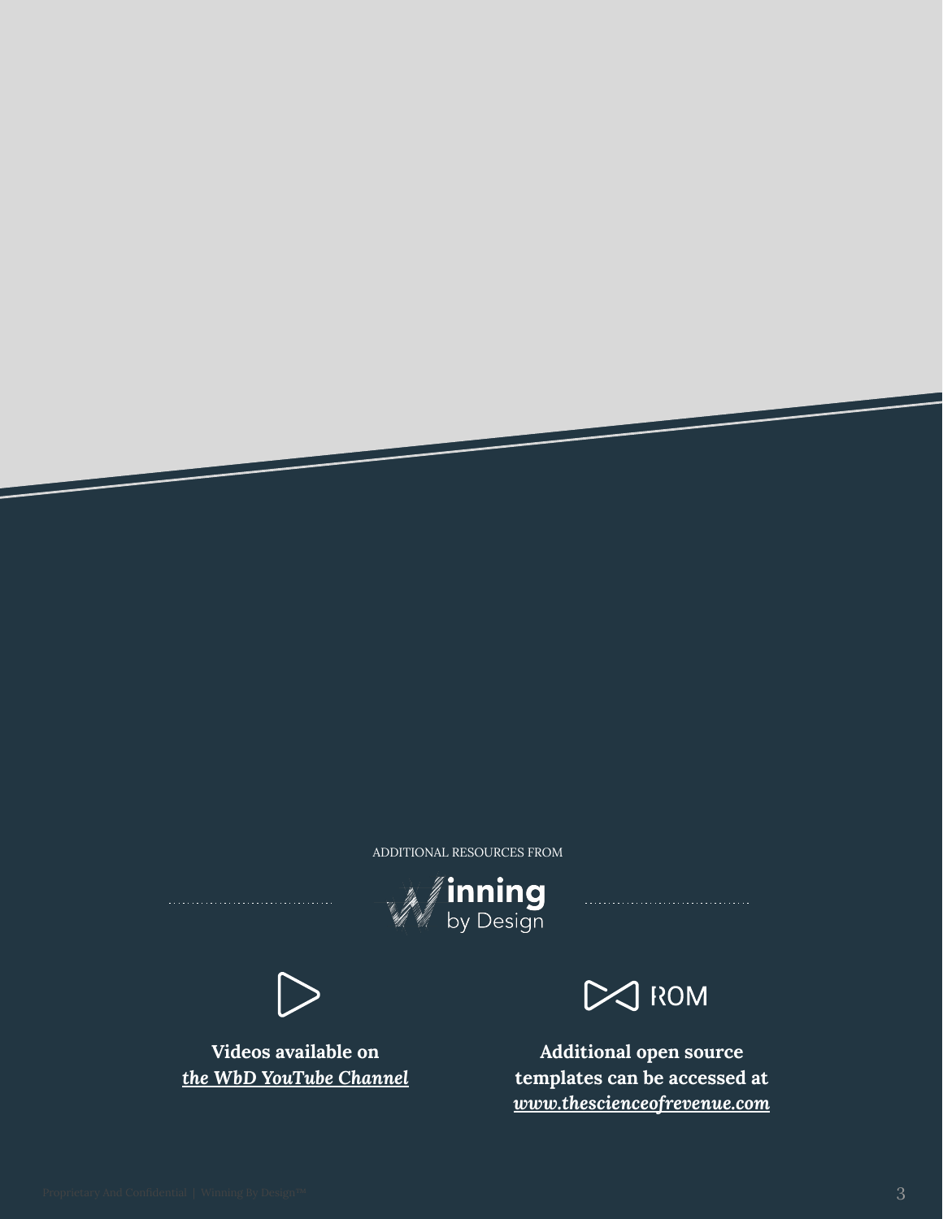ADDITIONAL RESOURCES FROM

Winning by Design

**Videos available on**
***the WbD YouTube Channel***

ROM

**Additional open source templates can be accessed at**
***www.thescienceofrevenue.com***